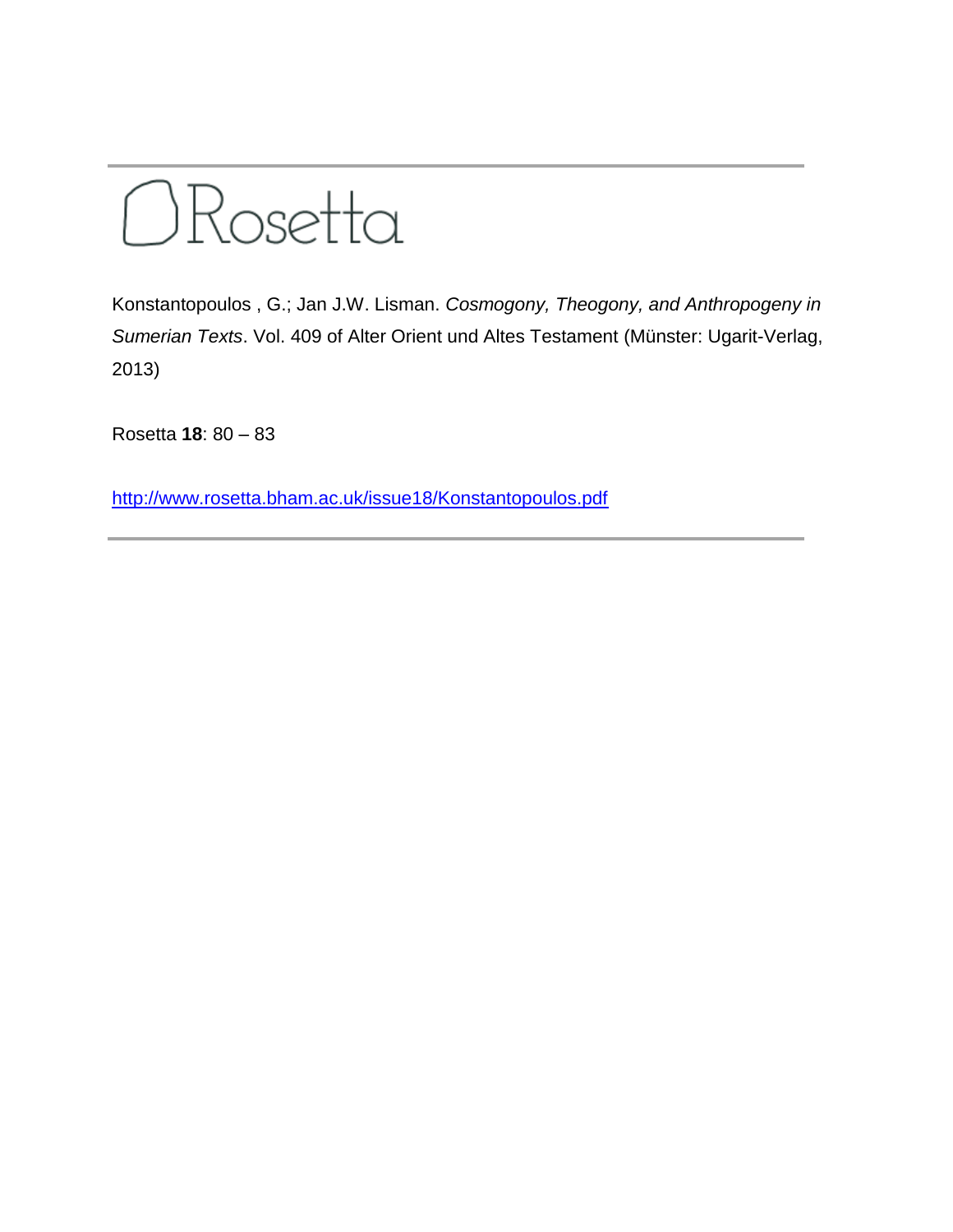Rosetta

Konstantopoulos , G.; Jan J.W. Lisman. *Cosmogony, Theogony, and Anthropogeny in Sumerian Texts*. Vol. 409 of Alter Orient und Altes Testament (Münster: Ugarit-Verlag, 2013)

Rosetta **18**: 80 – 83

http://www.rosetta.bham.ac.uk/issue18/Konstantopoulos.pdf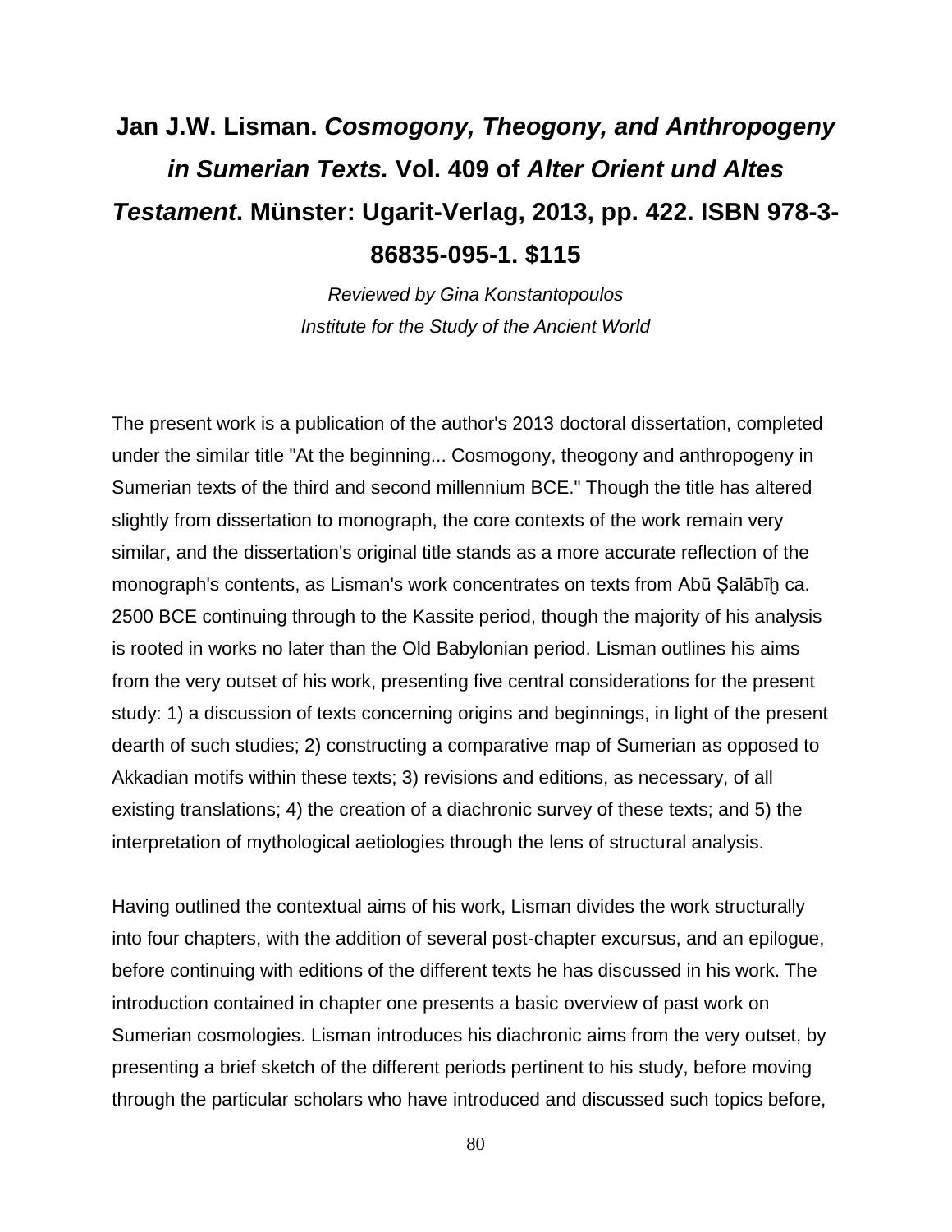# Jan J.W. Lisman. *Cosmogony, Theogony, and Anthropogeny in Sumerian Texts.* Vol. 409 of *Alter Orient und Altes Testament*. Münster: Ugarit-Verlag, 2013, pp. 422. ISBN 978-3-86835-095-1. $115

*Reviewed by Gina Konstantopoulos*
*Institute for the Study of the Ancient World*

The present work is a publication of the author's 2013 doctoral dissertation, completed under the similar title "At the beginning... Cosmogony, theogony and anthropogeny in Sumerian texts of the third and second millennium BCE." Though the title has altered slightly from dissertation to monograph, the core contexts of the work remain very similar, and the dissertation's original title stands as a more accurate reflection of the monograph's contents, as Lisman's work concentrates on texts from Abū Ṣalābīḫ ca. 2500 BCE continuing through to the Kassite period, though the majority of his analysis is rooted in works no later than the Old Babylonian period. Lisman outlines his aims from the very outset of his work, presenting five central considerations for the present study: 1) a discussion of texts concerning origins and beginnings, in light of the present dearth of such studies; 2) constructing a comparative map of Sumerian as opposed to Akkadian motifs within these texts; 3) revisions and editions, as necessary, of all existing translations; 4) the creation of a diachronic survey of these texts; and 5) the interpretation of mythological aetiologies through the lens of structural analysis.

Having outlined the contextual aims of his work, Lisman divides the work structurally into four chapters, with the addition of several post-chapter excursus, and an epilogue, before continuing with editions of the different texts he has discussed in his work. The introduction contained in chapter one presents a basic overview of past work on Sumerian cosmologies. Lisman introduces his diachronic aims from the very outset, by presenting a brief sketch of the different periods pertinent to his study, before moving through the particular scholars who have introduced and discussed such topics before,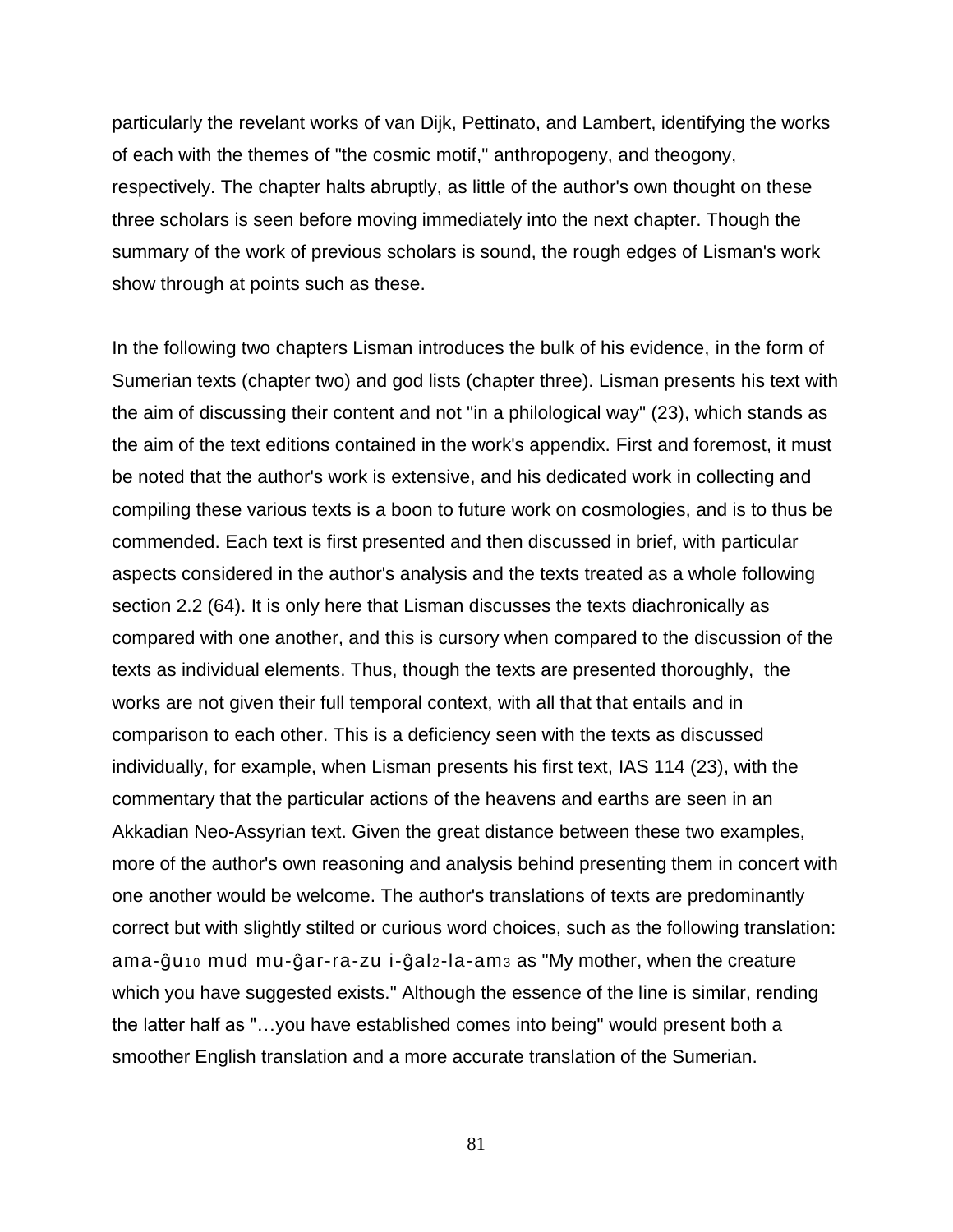particularly the revelant works of van Dijk, Pettinato, and Lambert, identifying the works of each with the themes of "the cosmic motif," anthropogeny, and theogony, respectively. The chapter halts abruptly, as little of the author's own thought on these three scholars is seen before moving immediately into the next chapter. Though the summary of the work of previous scholars is sound, the rough edges of Lisman's work show through at points such as these.

In the following two chapters Lisman introduces the bulk of his evidence, in the form of Sumerian texts (chapter two) and god lists (chapter three). Lisman presents his text with the aim of discussing their content and not "in a philological way" (23), which stands as the aim of the text editions contained in the work's appendix. First and foremost, it must be noted that the author's work is extensive, and his dedicated work in collecting and compiling these various texts is a boon to future work on cosmologies, and is to thus be commended. Each text is first presented and then discussed in brief, with particular aspects considered in the author's analysis and the texts treated as a whole following section 2.2 (64). It is only here that Lisman discusses the texts diachronically as compared with one another, and this is cursory when compared to the discussion of the texts as individual elements. Thus, though the texts are presented thoroughly, the works are not given their full temporal context, with all that that entails and in comparison to each other. This is a deficiency seen with the texts as discussed individually, for example, when Lisman presents his first text, IAS 114 (23), with the commentary that the particular actions of the heavens and earths are seen in an Akkadian Neo-Assyrian text. Given the great distance between these two examples, more of the author's own reasoning and analysis behind presenting them in concert with one another would be welcome. The author's translations of texts are predominantly correct but with slightly stilted or curious word choices, such as the following translation: ama-ĝu$_{10}$ mud mu-ĝar-ra-zu i-ĝal$_{2}$-la-am$_{3}$ as "My mother, when the creature which you have suggested exists." Although the essence of the line is similar, rending the latter half as "…you have established comes into being" would present both a smoother English translation and a more accurate translation of the Sumerian.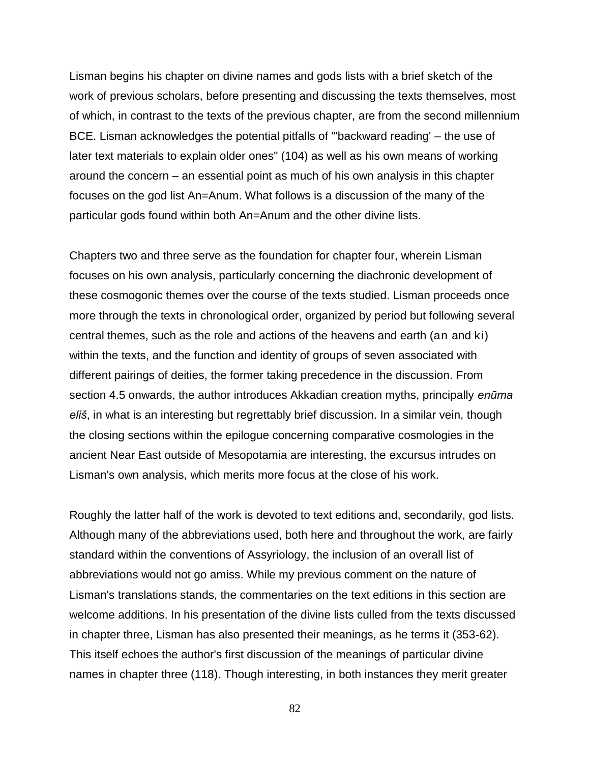Lisman begins his chapter on divine names and gods lists with a brief sketch of the work of previous scholars, before presenting and discussing the texts themselves, most of which, in contrast to the texts of the previous chapter, are from the second millennium BCE. Lisman acknowledges the potential pitfalls of "'backward reading' – the use of later text materials to explain older ones" (104) as well as his own means of working around the concern – an essential point as much of his own analysis in this chapter focuses on the god list An=Anum. What follows is a discussion of the many of the particular gods found within both An=Anum and the other divine lists.

Chapters two and three serve as the foundation for chapter four, wherein Lisman focuses on his own analysis, particularly concerning the diachronic development of these cosmogonic themes over the course of the texts studied. Lisman proceeds once more through the texts in chronological order, organized by period but following several central themes, such as the role and actions of the heavens and earth (an and ki) within the texts, and the function and identity of groups of seven associated with different pairings of deities, the former taking precedence in the discussion. From section 4.5 onwards, the author introduces Akkadian creation myths, principally *enūma eliš*, in what is an interesting but regrettably brief discussion. In a similar vein, though the closing sections within the epilogue concerning comparative cosmologies in the ancient Near East outside of Mesopotamia are interesting, the excursus intrudes on Lisman's own analysis, which merits more focus at the close of his work.

Roughly the latter half of the work is devoted to text editions and, secondarily, god lists. Although many of the abbreviations used, both here and throughout the work, are fairly standard within the conventions of Assyriology, the inclusion of an overall list of abbreviations would not go amiss. While my previous comment on the nature of Lisman's translations stands, the commentaries on the text editions in this section are welcome additions. In his presentation of the divine lists culled from the texts discussed in chapter three, Lisman has also presented their meanings, as he terms it (353-62). This itself echoes the author's first discussion of the meanings of particular divine names in chapter three (118). Though interesting, in both instances they merit greater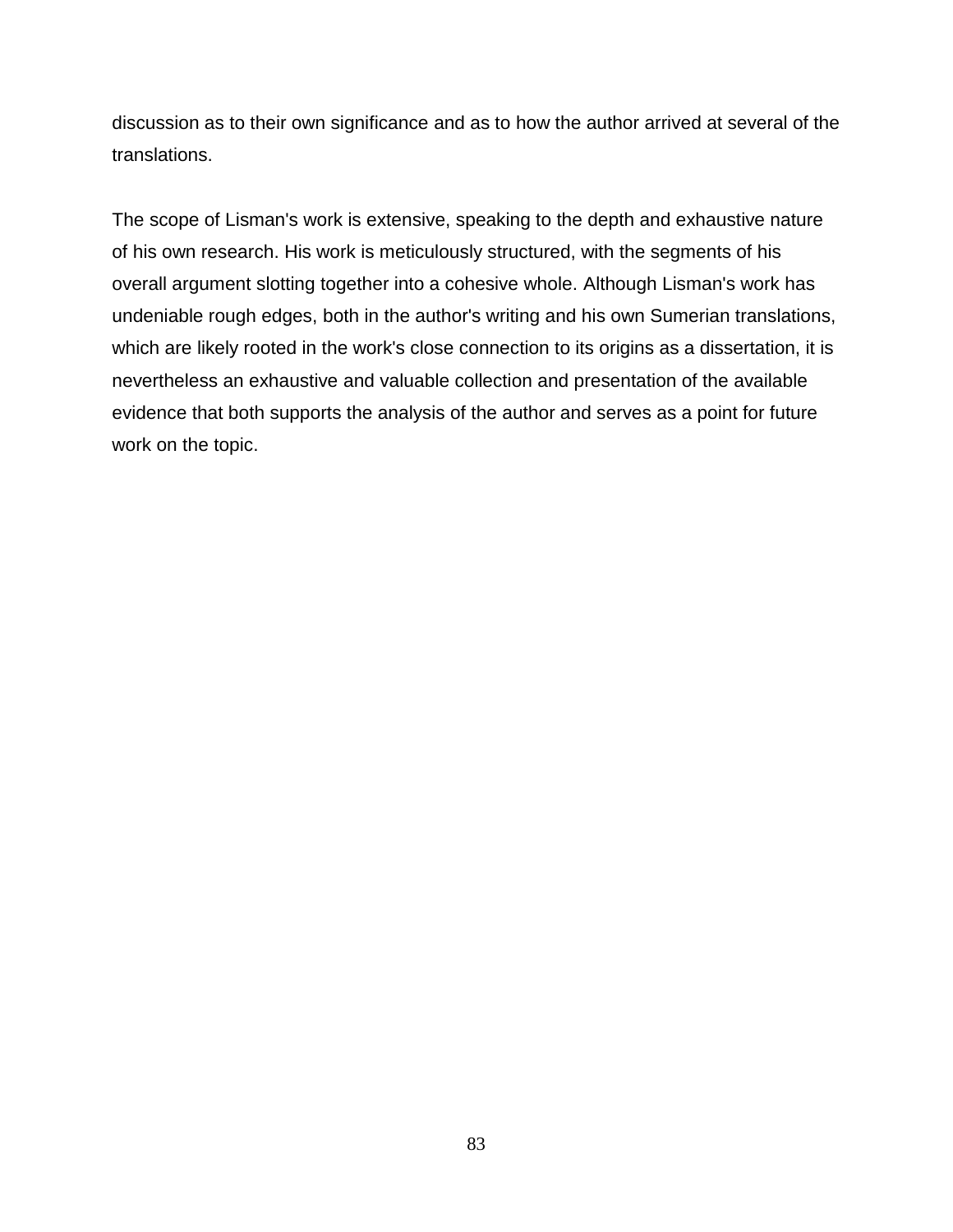discussion as to their own significance and as to how the author arrived at several of the translations.

The scope of Lisman's work is extensive, speaking to the depth and exhaustive nature of his own research. His work is meticulously structured, with the segments of his overall argument slotting together into a cohesive whole. Although Lisman's work has undeniable rough edges, both in the author's writing and his own Sumerian translations, which are likely rooted in the work's close connection to its origins as a dissertation, it is nevertheless an exhaustive and valuable collection and presentation of the available evidence that both supports the analysis of the author and serves as a point for future work on the topic.